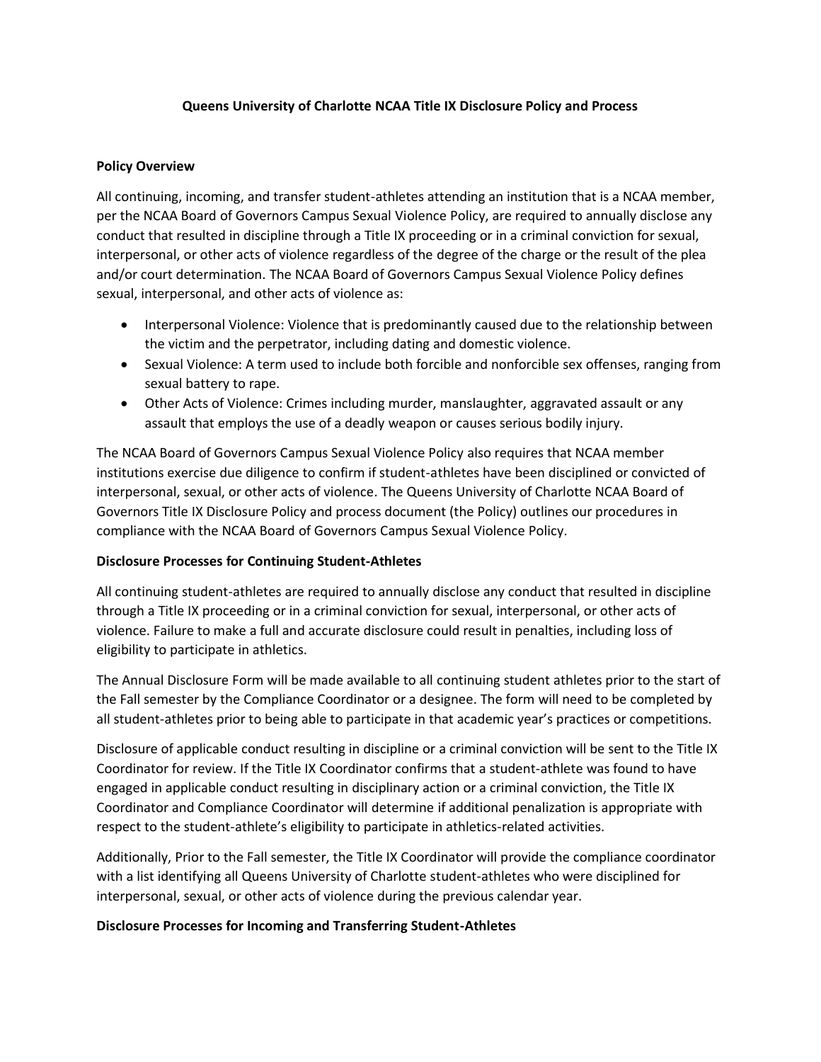# Queens University of Charlotte NCAA Title IX Disclosure Policy and Process

## Policy Overview

All continuing, incoming, and transfer student-athletes attending an institution that is a NCAA member, per the NCAA Board of Governors Campus Sexual Violence Policy, are required to annually disclose any conduct that resulted in discipline through a Title IX proceeding or in a criminal conviction for sexual, interpersonal, or other acts of violence regardless of the degree of the charge or the result of the plea and/or court determination. The NCAA Board of Governors Campus Sexual Violence Policy defines sexual, interpersonal, and other acts of violence as:

- Interpersonal Violence: Violence that is predominantly caused due to the relationship between the victim and the perpetrator, including dating and domestic violence.
- Sexual Violence: A term used to include both forcible and nonforcible sex offenses, ranging from sexual battery to rape.
- Other Acts of Violence: Crimes including murder, manslaughter, aggravated assault or any assault that employs the use of a deadly weapon or causes serious bodily injury.

The NCAA Board of Governors Campus Sexual Violence Policy also requires that NCAA member institutions exercise due diligence to confirm if student-athletes have been disciplined or convicted of interpersonal, sexual, or other acts of violence. The Queens University of Charlotte NCAA Board of Governors Title IX Disclosure Policy and process document (the Policy) outlines our procedures in compliance with the NCAA Board of Governors Campus Sexual Violence Policy.

## Disclosure Processes for Continuing Student-Athletes

All continuing student-athletes are required to annually disclose any conduct that resulted in discipline through a Title IX proceeding or in a criminal conviction for sexual, interpersonal, or other acts of violence. Failure to make a full and accurate disclosure could result in penalties, including loss of eligibility to participate in athletics.

The Annual Disclosure Form will be made available to all continuing student athletes prior to the start of the Fall semester by the Compliance Coordinator or a designee. The form will need to be completed by all student-athletes prior to being able to participate in that academic year's practices or competitions.

Disclosure of applicable conduct resulting in discipline or a criminal conviction will be sent to the Title IX Coordinator for review. If the Title IX Coordinator confirms that a student-athlete was found to have engaged in applicable conduct resulting in disciplinary action or a criminal conviction, the Title IX Coordinator and Compliance Coordinator will determine if additional penalization is appropriate with respect to the student-athlete's eligibility to participate in athletics-related activities.

Additionally, Prior to the Fall semester, the Title IX Coordinator will provide the compliance coordinator with a list identifying all Queens University of Charlotte student-athletes who were disciplined for interpersonal, sexual, or other acts of violence during the previous calendar year.

## Disclosure Processes for Incoming and Transferring Student-Athletes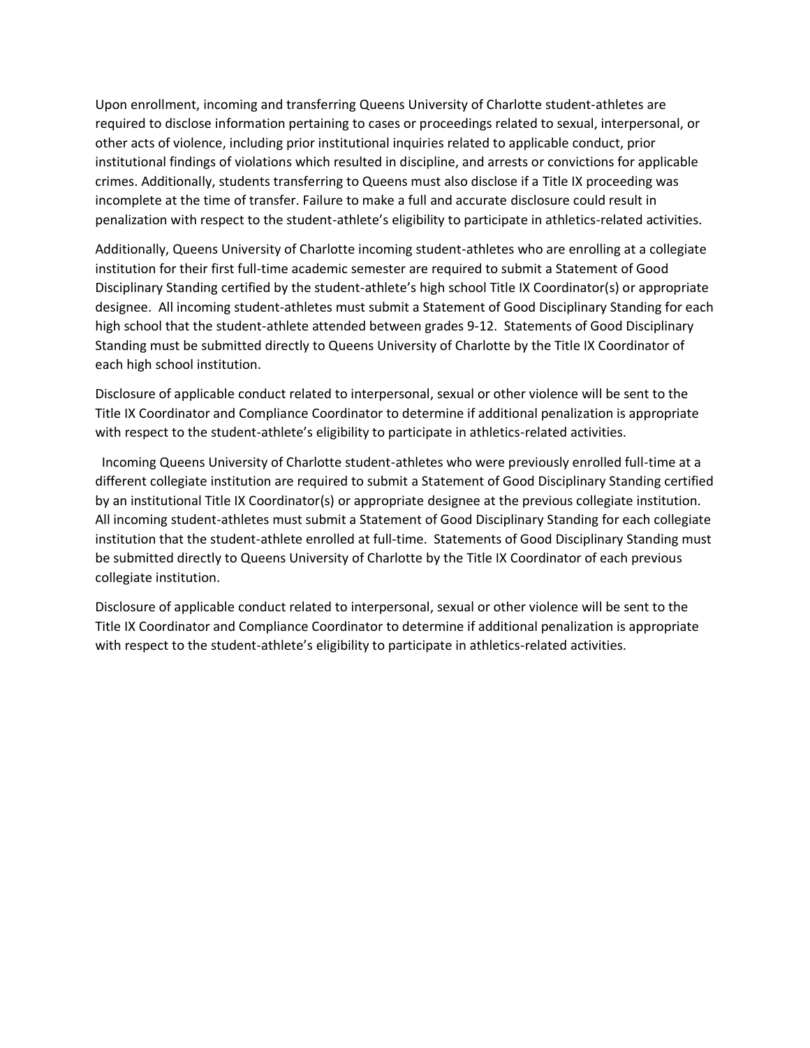Upon enrollment, incoming and transferring Queens University of Charlotte student-athletes are required to disclose information pertaining to cases or proceedings related to sexual, interpersonal, or other acts of violence, including prior institutional inquiries related to applicable conduct, prior institutional findings of violations which resulted in discipline, and arrests or convictions for applicable crimes. Additionally, students transferring to Queens must also disclose if a Title IX proceeding was incomplete at the time of transfer. Failure to make a full and accurate disclosure could result in penalization with respect to the student-athlete's eligibility to participate in athletics-related activities.

Additionally, Queens University of Charlotte incoming student-athletes who are enrolling at a collegiate institution for their first full-time academic semester are required to submit a Statement of Good Disciplinary Standing certified by the student-athlete's high school Title IX Coordinator(s) or appropriate designee. All incoming student-athletes must submit a Statement of Good Disciplinary Standing for each high school that the student-athlete attended between grades 9-12. Statements of Good Disciplinary Standing must be submitted directly to Queens University of Charlotte by the Title IX Coordinator of each high school institution.

Disclosure of applicable conduct related to interpersonal, sexual or other violence will be sent to the Title IX Coordinator and Compliance Coordinator to determine if additional penalization is appropriate with respect to the student-athlete's eligibility to participate in athletics-related activities.

Incoming Queens University of Charlotte student-athletes who were previously enrolled full-time at a different collegiate institution are required to submit a Statement of Good Disciplinary Standing certified by an institutional Title IX Coordinator(s) or appropriate designee at the previous collegiate institution. All incoming student-athletes must submit a Statement of Good Disciplinary Standing for each collegiate institution that the student-athlete enrolled at full-time. Statements of Good Disciplinary Standing must be submitted directly to Queens University of Charlotte by the Title IX Coordinator of each previous collegiate institution.

Disclosure of applicable conduct related to interpersonal, sexual or other violence will be sent to the Title IX Coordinator and Compliance Coordinator to determine if additional penalization is appropriate with respect to the student-athlete's eligibility to participate in athletics-related activities.